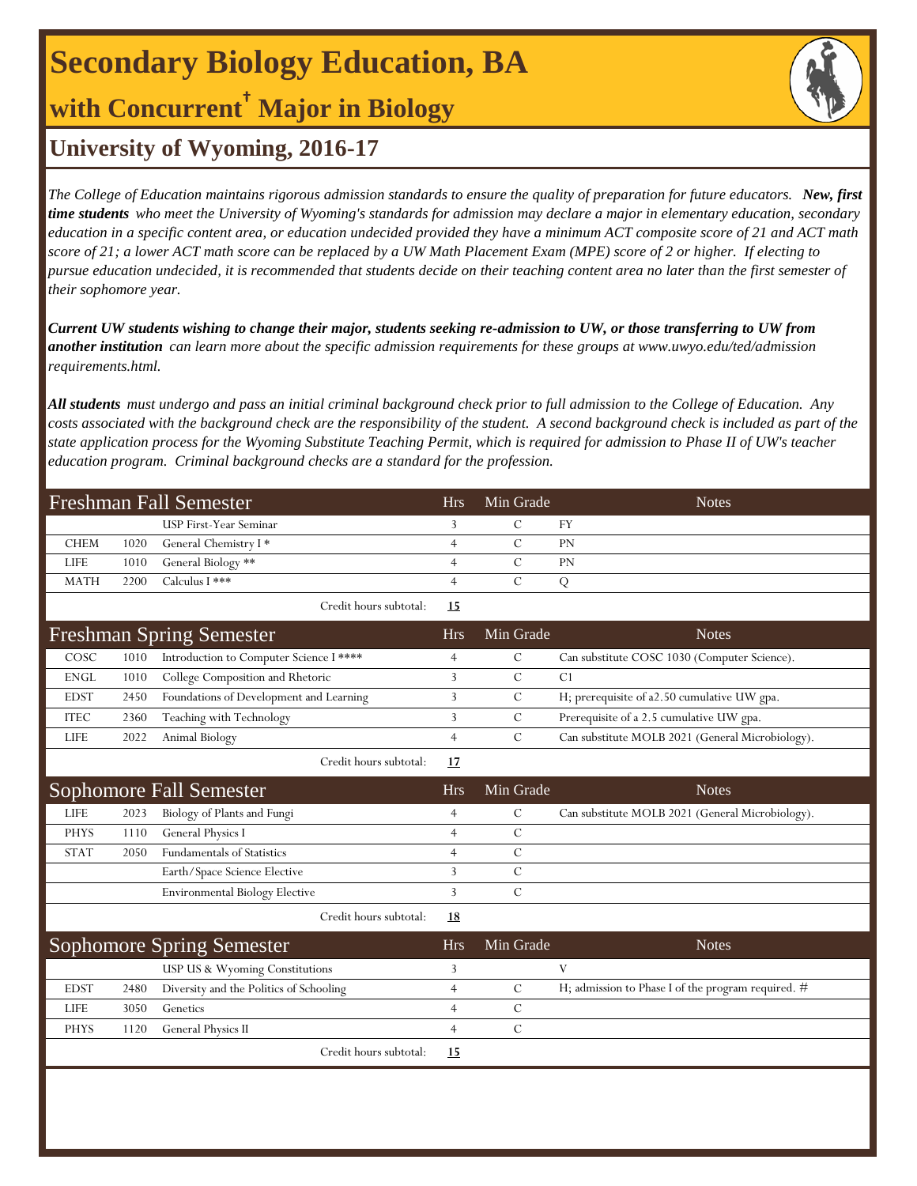# Secondary Biology Education, BA

## with Concurrent† Major in Biology

## University of Wyoming, 2016-17

*The College of Education maintains rigorous admission standards to ensure the quality of preparation for future educators.* ***New, first time students*** *who meet the University of Wyoming's standards for admission may declare a major in elementary education, secondary education in a specific content area, or education undecided provided they have a minimum ACT composite score of 21 and ACT math score of 21; a lower ACT math score can be replaced by a UW Math Placement Exam (MPE) score of 2 or higher. If electing to pursue education undecided, it is recommended that students decide on their teaching content area no later than the first semester of their sophomore year.*

***Current UW students wishing to change their major, students seeking re-admission to UW, or those transferring to UW from another institution*** *can learn more about the specific admission requirements for these groups at www.uwyo.edu/ted/admission requirements.html.*

***All students*** *must undergo and pass an initial criminal background check prior to full admission to the College of Education. Any costs associated with the background check are the responsibility of the student. A second background check is included as part of the state application process for the Wyoming Substitute Teaching Permit, which is required for admission to Phase II of UW's teacher education program. Criminal background checks are a standard for the profession.*

| Freshman Fall Semester | | | Hrs | Min Grade | Notes |
|---|---|---|---|---|---|
| | | USP First-Year Seminar | 3 | C | FY |
| CHEM | 1020 | General Chemistry I * | 4 | C | PN |
| LIFE | 1010 | General Biology ** | 4 | C | PN |
| MATH | 2200 | Calculus I *** | 4 | C | Q |
| | | Credit hours subtotal: | **15** | | |

| Freshman Spring Semester | | | Hrs | Min Grade | Notes |
|---|---|---|---|---|---|
| COSC | 1010 | Introduction to Computer Science I **** | 4 | C | Can substitute COSC 1030 (Computer Science). |
| ENGL | 1010 | College Composition and Rhetoric | 3 | C | C1 |
| EDST | 2450 | Foundations of Development and Learning | 3 | C | H; prerequisite of a2.50 cumulative UW gpa. |
| ITEC | 2360 | Teaching with Technology | 3 | C | Prerequisite of a 2.5 cumulative UW gpa. |
| LIFE | 2022 | Animal Biology | 4 | C | Can substitute MOLB 2021 (General Microbiology). |
| | | Credit hours subtotal: | **17** | | |

| Sophomore Fall Semester | | | Hrs | Min Grade | Notes |
|---|---|---|---|---|---|
| LIFE | 2023 | Biology of Plants and Fungi | 4 | C | Can substitute MOLB 2021 (General Microbiology). |
| PHYS | 1110 | General Physics I | 4 | C | |
| STAT | 2050 | Fundamentals of Statistics | 4 | C | |
| | | Earth/Space Science Elective | 3 | C | |
| | | Environmental Biology Elective | 3 | C | |
| | | Credit hours subtotal: | **18** | | |

| Sophomore Spring Semester | | | Hrs | Min Grade | Notes |
|---|---|---|---|---|---|
| | | USP US & Wyoming Constitutions | 3 | | V |
| EDST | 2480 | Diversity and the Politics of Schooling | 4 | C | H; admission to Phase I of the program required. # |
| LIFE | 3050 | Genetics | 4 | C | |
| PHYS | 1120 | General Physics II | 4 | C | |
| | | Credit hours subtotal: | **15** | | |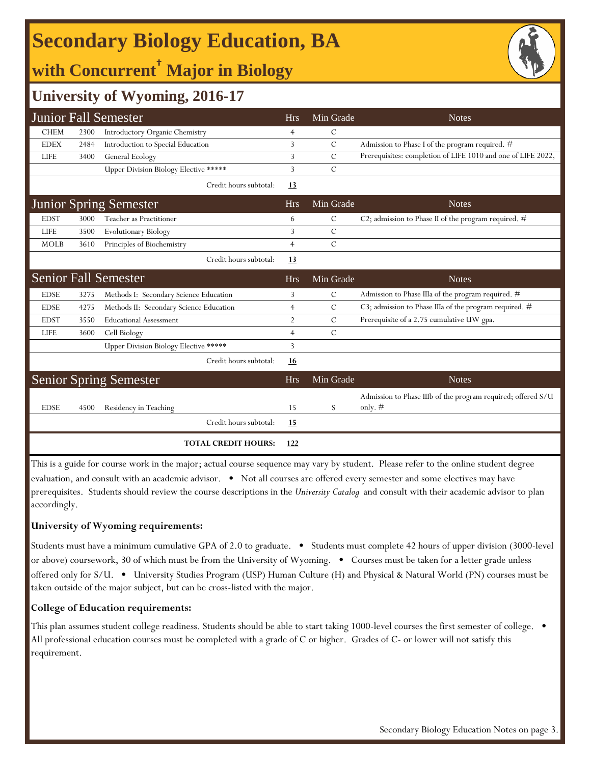# Secondary Biology Education, BA

## with Concurrent† Major in Biology

### University of Wyoming, 2016-17

| Junior Fall Semester | | | Hrs | Min Grade | Notes |
|---|---|---|---|---|---|
| CHEM | 2300 | Introductory Organic Chemistry | 4 | C | |
| EDEX | 2484 | Introduction to Special Education | 3 | C | Admission to Phase I of the program required. # |
| LIFE | 3400 | General Ecology | 3 | C | Prerequisites: completion of LIFE 1010 and one of LIFE 2022, |
| | | Upper Division Biology Elective ***** | 3 | C | |
| | | Credit hours subtotal: | **13** | | |

| Junior Spring Semester | | | Hrs | Min Grade | Notes |
|---|---|---|---|---|---|
| EDST | 3000 | Teacher as Practitioner | 6 | C | C2; admission to Phase II of the program required. # |
| LIFE | 3500 | Evolutionary Biology | 3 | C | |
| MOLB | 3610 | Principles of Biochemistry | 4 | C | |
| | | Credit hours subtotal: | **13** | | |

| Senior Fall Semester | | | Hrs | Min Grade | Notes |
|---|---|---|---|---|---|
| EDSE | 3275 | Methods I: Secondary Science Education | 3 | C | Admission to Phase IIIa of the program required. # |
| EDSE | 4275 | Methods II: Secondary Science Education | 4 | C | C3; admission to Phase IIIa of the program required. # |
| EDST | 3550 | Educational Assessment | 2 | C | Prerequisite of a 2.75 cumulative UW gpa. |
| LIFE | 3600 | Cell Biology | 4 | C | |
| | | Upper Division Biology Elective ***** | 3 | | |
| | | Credit hours subtotal: | **16** | | |

| Senior Spring Semester | | | Hrs | Min Grade | Notes |
|---|---|---|---|---|---|
| EDSE | 4500 | Residency in Teaching | 15 | S | Admission to Phase IIIb of the program required; offered S/U only. # |
| | | Credit hours subtotal: | **15** | | |
| | | **TOTAL CREDIT HOURS:** | **122** | | |

This is a guide for course work in the major; actual course sequence may vary by student. Please refer to the online student degree evaluation, and consult with an academic advisor. • Not all courses are offered every semester and some electives may have prerequisites. Students should review the course descriptions in the *University Catalog* and consult with their academic advisor to plan accordingly.

**University of Wyoming requirements:**

Students must have a minimum cumulative GPA of 2.0 to graduate. • Students must complete 42 hours of upper division (3000-level or above) coursework, 30 of which must be from the University of Wyoming. • Courses must be taken for a letter grade unless offered only for S/U. • University Studies Program (USP) Human Culture (H) and Physical & Natural World (PN) courses must be taken outside of the major subject, but can be cross-listed with the major.

**College of Education requirements:**

This plan assumes student college readiness. Students should be able to start taking 1000-level courses the first semester of college. • All professional education courses must be completed with a grade of C or higher. Grades of C- or lower will not satisfy this requirement.

Secondary Biology Education Notes on page 3.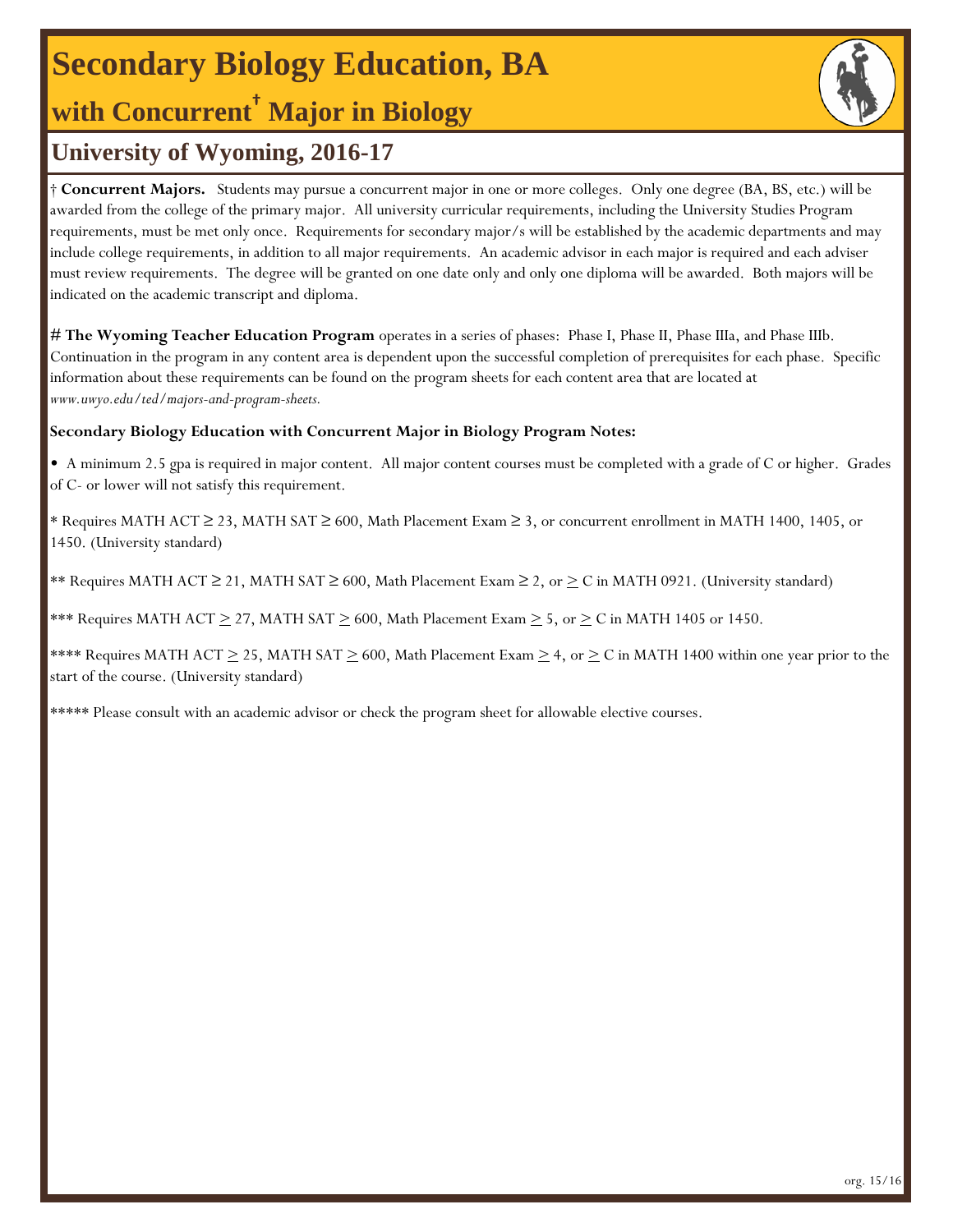# Secondary Biology Education, BA

## with Concurrent† Major in Biology

## University of Wyoming, 2016-17

† **Concurrent Majors.** Students may pursue a concurrent major in one or more colleges. Only one degree (BA, BS, etc.) will be awarded from the college of the primary major. All university curricular requirements, including the University Studies Program requirements, must be met only once. Requirements for secondary major/s will be established by the academic departments and may include college requirements, in addition to all major requirements. An academic advisor in each major is required and each adviser must review requirements. The degree will be granted on one date only and only one diploma will be awarded. Both majors will be indicated on the academic transcript and diploma.

**# The Wyoming Teacher Education Program** operates in a series of phases: Phase I, Phase II, Phase IIIa, and Phase IIIb. Continuation in the program in any content area is dependent upon the successful completion of prerequisites for each phase. Specific information about these requirements can be found on the program sheets for each content area that are located at *www.uwyo.edu/ted/majors-and-program-sheets.*

**Secondary Biology Education with Concurrent Major in Biology Program Notes:**

• A minimum 2.5 gpa is required in major content. All major content courses must be completed with a grade of C or higher. Grades of C- or lower will not satisfy this requirement.

* Requires MATH ACT ≥ 23, MATH SAT ≥ 600, Math Placement Exam ≥ 3, or concurrent enrollment in MATH 1400, 1405, or 1450. (University standard)

** Requires MATH ACT ≥ 21, MATH SAT ≥ 600, Math Placement Exam ≥ 2, or ≥ C in MATH 0921. (University standard)

*** Requires MATH ACT ≥ 27, MATH SAT ≥ 600, Math Placement Exam ≥ 5, or ≥ C in MATH 1405 or 1450.

**** Requires MATH ACT ≥ 25, MATH SAT ≥ 600, Math Placement Exam ≥ 4, or ≥ C in MATH 1400 within one year prior to the start of the course. (University standard)

***** Please consult with an academic advisor or check the program sheet for allowable elective courses.

org. 15/16